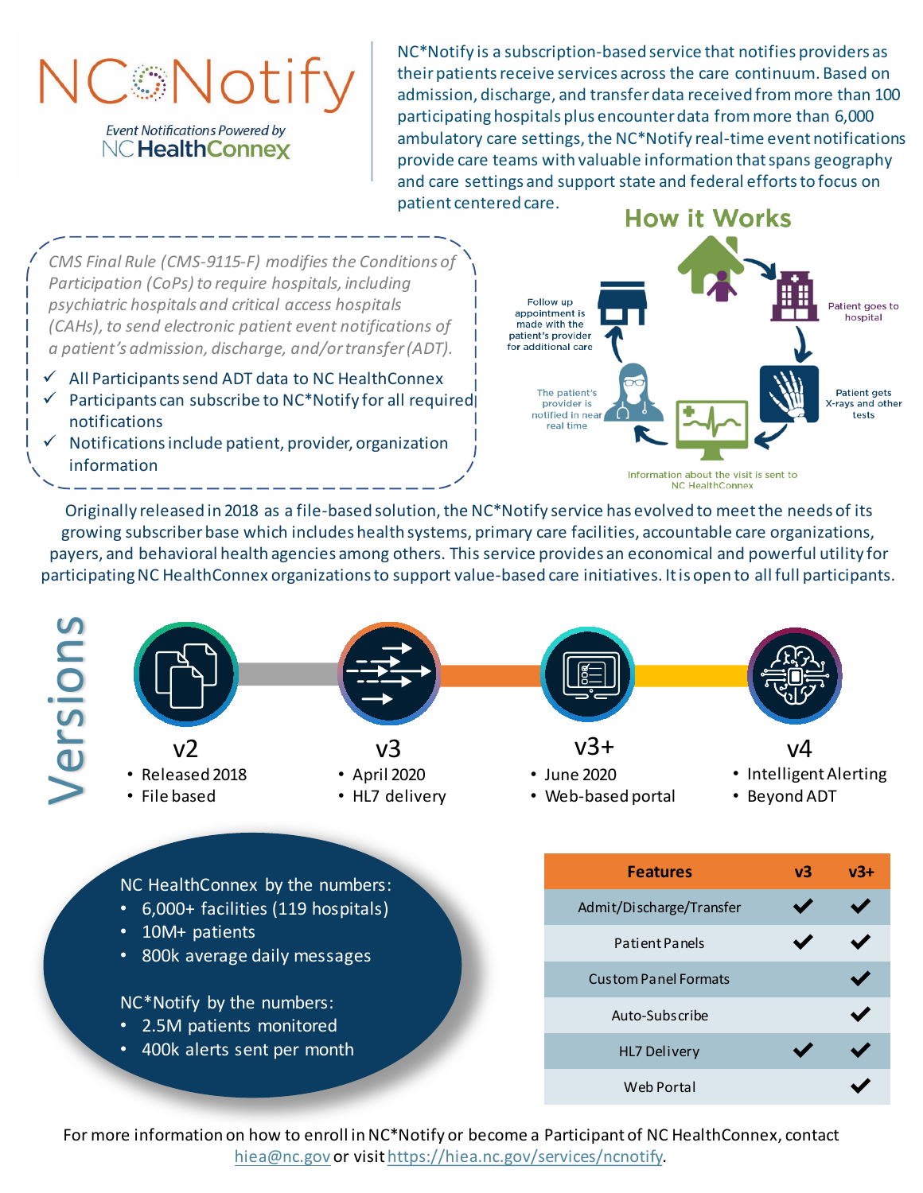# NC*Notify

*Event Notifications Powered by* NC HealthConnex

NC*Notify is a subscription-based service that notifies providers as their patients receive services across the care continuum. Based on admission, discharge, and transfer data received from more than 100 participating hospitals plus encounter data from more than 6,000 ambulatory care settings, the NC*Notify real-time event notifications provide care teams with valuable information that spans geography and care settings and support state and federal efforts to focus on patient centered care.

*CMS Final Rule (CMS-9115-F) modifies the Conditions of Participation (CoPs) to require hospitals, including psychiatric hospitals and critical access hospitals (CAHs), to send electronic patient event notifications of a patient's admission, discharge, and/or transfer (ADT).*

- ✓ All Participants send ADT data to NC HealthConnex
- ✓ Participants can subscribe to NC*Notify for all required notifications
- ✓ Notifications include patient, provider, organization information

## How it Works

Patient goes to hospital

Patient gets X-rays and other tests

Information about the visit is sent to NC HealthConnex

The patient's provider is notified in near real time

Follow up appointment is made with the patient's provider for additional care

Originally released in 2018 as a file-based solution, the NC*Notify service has evolved to meet the needs of its growing subscriber base which includes health systems, primary care facilities, accountable care organizations, payers, and behavioral health agencies among others. This service provides an economical and powerful utility for participating NC HealthConnex organizations to support value-based care initiatives. It is open to all full participants.

## Versions

**v2**
- Released 2018
- File based

**v3**
- April 2020
- HL7 delivery

**v3+**
- June 2020
- Web-based portal

**v4**
- Intelligent Alerting
- Beyond ADT

NC HealthConnex by the numbers:
- 6,000+ facilities (119 hospitals)
- 10M+ patients
- 800k average daily messages

NC*Notify by the numbers:
- 2.5M patients monitored
- 400k alerts sent per month

| Features | v3 | v3+ |
|---|---|---|
| Admit/Discharge/Transfer | ✓ | ✓ |
| Patient Panels | ✓ | ✓ |
| Custom Panel Formats | | ✓ |
| Auto-Subscribe | | ✓ |
| HL7 Delivery | ✓ | ✓ |
| Web Portal | | ✓ |

For more information on how to enroll in NC*Notify or become a Participant of NC HealthConnex, contact hiea@nc.gov or visit https://hiea.nc.gov/services/ncnotify.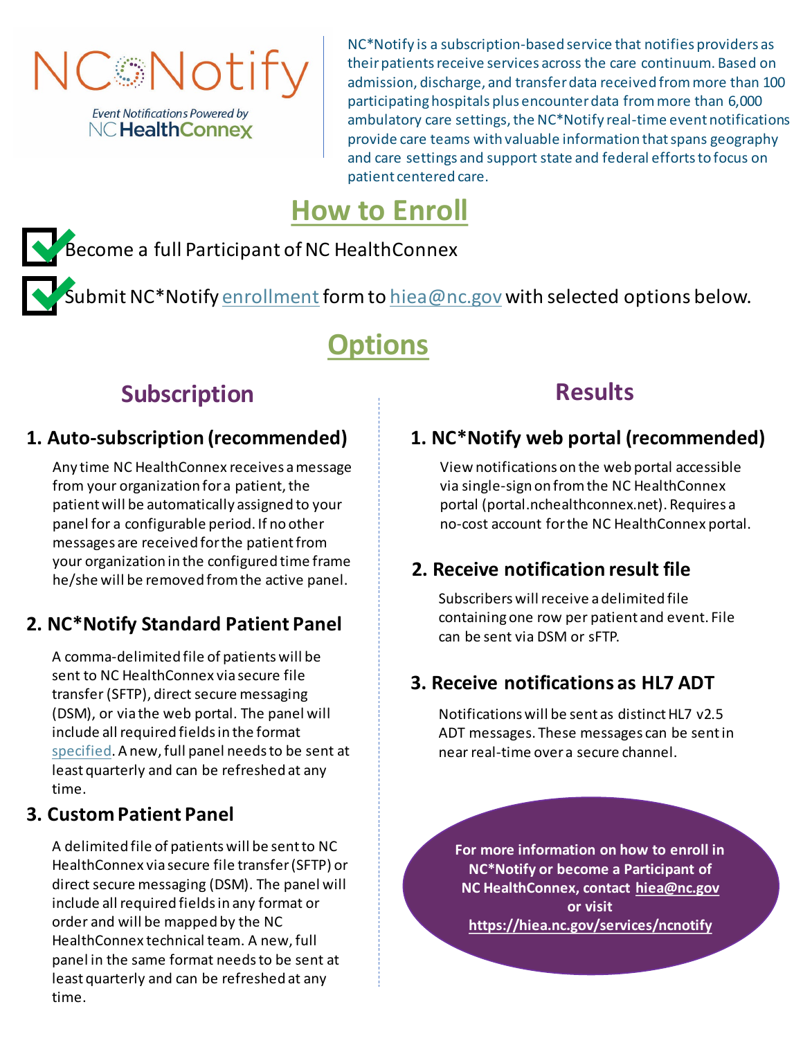# NC*Notify

*Event Notifications Powered by* NC HealthConnex

NC*Notify is a subscription-based service that notifies providers as their patients receive services across the care continuum. Based on admission, discharge, and transfer data received from more than 100 participating hospitals plus encounter data from more than 6,000 ambulatory care settings, the NC*Notify real-time event notifications provide care teams with valuable information that spans geography and care settings and support state and federal efforts to focus on patient centered care.

## How to Enroll

- ☑ Become a full Participant of NC HealthConnex
- ☑ Submit NC*Notify enrollment form to hiea@nc.gov with selected options below.

## Options

### Subscription

#### 1. Auto-subscription (recommended)

Any time NC HealthConnex receives a message from your organization for a patient, the patient will be automatically assigned to your panel for a configurable period. If no other messages are received for the patient from your organization in the configured time frame he/she will be removed from the active panel.

#### 2. NC*Notify Standard Patient Panel

A comma-delimited file of patients will be sent to NC HealthConnex via secure file transfer (SFTP), direct secure messaging (DSM), or via the web portal. The panel will include all required fields in the format specified. A new, full panel needs to be sent at least quarterly and can be refreshed at any time.

#### 3. Custom Patient Panel

A delimited file of patients will be sent to NC HealthConnex via secure file transfer (SFTP) or direct secure messaging (DSM). The panel will include all required fields in any format or order and will be mapped by the NC HealthConnex technical team. A new, full panel in the same format needs to be sent at least quarterly and can be refreshed at any time.

### Results

#### 1. NC*Notify web portal (recommended)

View notifications on the web portal accessible via single-sign on from the NC HealthConnex portal (portal.nchealthconnex.net). Requires a no-cost account for the NC HealthConnex portal.

#### 2. Receive notification result file

Subscribers will receive a delimited file containing one row per patient and event. File can be sent via DSM or sFTP.

#### 3. Receive notifications as HL7 ADT

Notifications will be sent as distinct HL7 v2.5 ADT messages. These messages can be sent in near real-time over a secure channel.

**For more information on how to enroll in NC*Notify or become a Participant of NC HealthConnex, contact hiea@nc.gov or visit https://hiea.nc.gov/services/ncnotify**